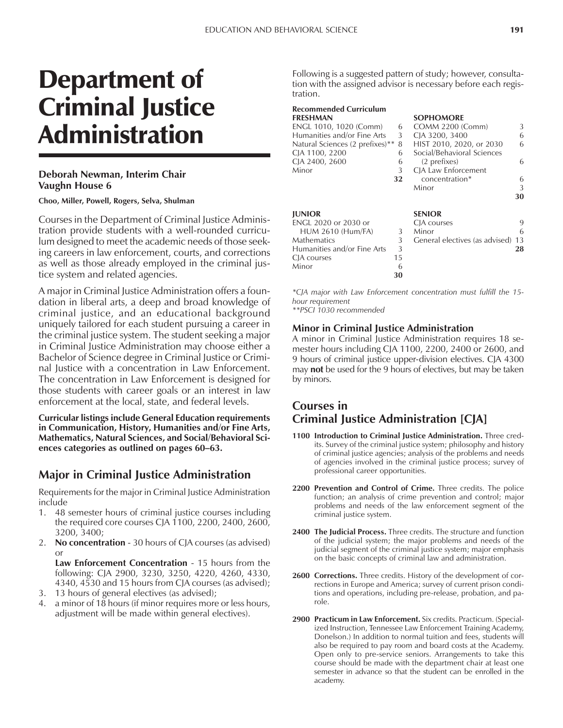# Department of Criminal Justice Administration

**Deborah Newman, Interim Chair**
**Vaughn House 6**

**Choo, Miller, Powell, Rogers, Selva, Shulman**

Courses in the Department of Criminal Justice Administration provide students with a well-rounded curriculum designed to meet the academic needs of those seeking careers in law enforcement, courts, and corrections as well as those already employed in the criminal justice system and related agencies.

A major in Criminal Justice Administration offers a foundation in liberal arts, a deep and broad knowledge of criminal justice, and an educational background uniquely tailored for each student pursuing a career in the criminal justice system. The student seeking a major in Criminal Justice Administration may choose either a Bachelor of Science degree in Criminal Justice or Criminal Justice with a concentration in Law Enforcement. The concentration in Law Enforcement is designed for those students with career goals or an interest in law enforcement at the local, state, and federal levels.

**Curricular listings include General Education requirements in Communication, History, Humanities and/or Fine Arts, Mathematics, Natural Sciences, and Social/Behavioral Sciences categories as outlined on pages 60–63.**

## Major in Criminal Justice Administration

Requirements for the major in Criminal Justice Administration include

1. 48 semester hours of criminal justice courses including the required core courses CJA 1100, 2200, 2400, 2600, 3200, 3400;
2. **No concentration** - 30 hours of CJA courses (as advised) or

   **Law Enforcement Concentration** - 15 hours from the following: CJA 2900, 3230, 3250, 4220, 4260, 4330, 4340, 4530 and 15 hours from CJA courses (as advised);
3. 13 hours of general electives (as advised);
4. a minor of 18 hours (if minor requires more or less hours, adjustment will be made within general electives).

Following is a suggested pattern of study; however, consultation with the assigned advisor is necessary before each registration.

**Recommended Curriculum**

| **FRESHMAN** | | **SOPHOMORE** | |
|---|---|---|---|
| ENGL 1010, 1020 (Comm) | 6 | COMM 2200 (Comm) | 3 |
| Humanities and/or Fine Arts | 3 | CJA 3200, 3400 | 6 |
| Natural Sciences (2 prefixes)** | 8 | HIST 2010, 2020, or 2030 | 6 |
| CJA 1100, 2200 | 6 | Social/Behavioral Sciences (2 prefixes) | 6 |
| CJA 2400, 2600 | 6 | CJA Law Enforcement concentration* | 6 |
| Minor | 3 | Minor | 3 |
| | **32** | | **30** |

| **JUNIOR** | | **SENIOR** | |
|---|---|---|---|
| ENGL 2020 or 2030 or HUM 2610 (Hum/FA) | 3 | CJA courses | 9 |
| Mathematics | 3 | Minor | 6 |
| Humanities and/or Fine Arts | 3 | General electives (as advised) | 13 |
| CJA courses | 15 | | **28** |
| Minor | 6 | | |
| | **30** | | |

*\*CJA major with Law Enforcement concentration must fulfill the 15-hour requirement*
*\*\*PSCI 1030 recommended*

### Minor in Criminal Justice Administration

A minor in Criminal Justice Administration requires 18 semester hours including CJA 1100, 2200, 2400 or 2600, and 9 hours of criminal justice upper-division electives. CJA 4300 may **not** be used for the 9 hours of electives, but may be taken by minors.

## Courses in Criminal Justice Administration [CJA]

**1100 Introduction to Criminal Justice Administration.** Three credits. Survey of the criminal justice system; philosophy and history of criminal justice agencies; analysis of the problems and needs of agencies involved in the criminal justice process; survey of professional career opportunities.

**2200 Prevention and Control of Crime.** Three credits. The police function; an analysis of crime prevention and control; major problems and needs of the law enforcement segment of the criminal justice system.

**2400 The Judicial Process.** Three credits. The structure and function of the judicial system; the major problems and needs of the judicial segment of the criminal justice system; major emphasis on the basic concepts of criminal law and administration.

**2600 Corrections.** Three credits. History of the development of corrections in Europe and America; survey of current prison conditions and operations, including pre-release, probation, and parole.

**2900 Practicum in Law Enforcement.** Six credits. Practicum. (Specialized Instruction, Tennessee Law Enforcement Training Academy, Donelson.) In addition to normal tuition and fees, students will also be required to pay room and board costs at the Academy. Open only to pre-service seniors. Arrangements to take this course should be made with the department chair at least one semester in advance so that the student can be enrolled in the academy.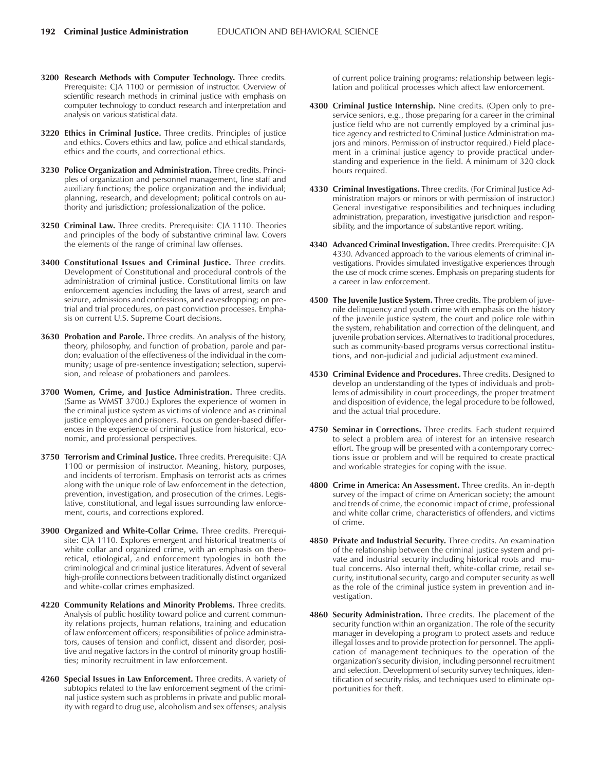**3200 Research Methods with Computer Technology.** Three credits. Prerequisite: CJA 1100 or permission of instructor. Overview of scientific research methods in criminal justice with emphasis on computer technology to conduct research and interpretation and analysis on various statistical data.

**3220 Ethics in Criminal Justice.** Three credits. Principles of justice and ethics. Covers ethics and law, police and ethical standards, ethics and the courts, and correctional ethics.

**3230 Police Organization and Administration.** Three credits. Principles of organization and personnel management, line staff and auxiliary functions; the police organization and the individual; planning, research, and development; political controls on authority and jurisdiction; professionalization of the police.

**3250 Criminal Law.** Three credits. Prerequisite: CJA 1110. Theories and principles of the body of substantive criminal law. Covers the elements of the range of criminal law offenses.

**3400 Constitutional Issues and Criminal Justice.** Three credits. Development of Constitutional and procedural controls of the administration of criminal justice. Constitutional limits on law enforcement agencies including the laws of arrest, search and seizure, admissions and confessions, and eavesdropping; on pretrial and trial procedures, on past conviction processes. Emphasis on current U.S. Supreme Court decisions.

**3630 Probation and Parole.** Three credits. An analysis of the history, theory, philosophy, and function of probation, parole and pardon; evaluation of the effectiveness of the individual in the community; usage of pre-sentence investigation; selection, supervision, and release of probationers and parolees.

**3700 Women, Crime, and Justice Administration.** Three credits. (Same as WMST 3700.) Explores the experience of women in the criminal justice system as victims of violence and as criminal justice employees and prisoners. Focus on gender-based differences in the experience of criminal justice from historical, economic, and professional perspectives.

**3750 Terrorism and Criminal Justice.** Three credits. Prerequisite: CJA 1100 or permission of instructor. Meaning, history, purposes, and incidents of terrorism. Emphasis on terrorist acts as crimes along with the unique role of law enforcement in the detection, prevention, investigation, and prosecution of the crimes. Legislative, constitutional, and legal issues surrounding law enforcement, courts, and corrections explored.

**3900 Organized and White-Collar Crime.** Three credits. Prerequisite: CJA 1110. Explores emergent and historical treatments of white collar and organized crime, with an emphasis on theoretical, etiological, and enforcement typologies in both the criminological and criminal justice literatures. Advent of several high-profile connections between traditionally distinct organized and white-collar crimes emphasized.

**4220 Community Relations and Minority Problems.** Three credits. Analysis of public hostility toward police and current community relations projects, human relations, training and education of law enforcement officers; responsibilities of police administrators, causes of tension and conflict, dissent and disorder, positive and negative factors in the control of minority group hostilities; minority recruitment in law enforcement.

**4260 Special Issues in Law Enforcement.** Three credits. A variety of subtopics related to the law enforcement segment of the criminal justice system such as problems in private and public morality with regard to drug use, alcoholism and sex offenses; analysis of current police training programs; relationship between legislation and political processes which affect law enforcement.

**4300 Criminal Justice Internship.** Nine credits. (Open only to pre-service seniors, e.g., those preparing for a career in the criminal justice field who are not currently employed by a criminal justice agency and restricted to Criminal Justice Administration majors and minors. Permission of instructor required.) Field placement in a criminal justice agency to provide practical understanding and experience in the field. A minimum of 320 clock hours required.

**4330 Criminal Investigations.** Three credits. (For Criminal Justice Administration majors or minors or with permission of instructor.) General investigative responsibilities and techniques including administration, preparation, investigative jurisdiction and responsibility, and the importance of substantive report writing.

**4340 Advanced Criminal Investigation.** Three credits. Prerequisite: CJA 4330. Advanced approach to the various elements of criminal investigations. Provides simulated investigative experiences through the use of mock crime scenes. Emphasis on preparing students for a career in law enforcement.

**4500 The Juvenile Justice System.** Three credits. The problem of juvenile delinquency and youth crime with emphasis on the history of the juvenile justice system, the court and police role within the system, rehabilitation and correction of the delinquent, and juvenile probation services. Alternatives to traditional procedures, such as community-based programs versus correctional institutions, and non-judicial and judicial adjustment examined.

**4530 Criminal Evidence and Procedures.** Three credits. Designed to develop an understanding of the types of individuals and problems of admissibility in court proceedings, the proper treatment and disposition of evidence, the legal procedure to be followed, and the actual trial procedure.

**4750 Seminar in Corrections.** Three credits. Each student required to select a problem area of interest for an intensive research effort. The group will be presented with a contemporary corrections issue or problem and will be required to create practical and workable strategies for coping with the issue.

**4800 Crime in America: An Assessment.** Three credits. An in-depth survey of the impact of crime on American society; the amount and trends of crime, the economic impact of crime, professional and white collar crime, characteristics of offenders, and victims of crime.

**4850 Private and Industrial Security.** Three credits. An examination of the relationship between the criminal justice system and private and industrial security including historical roots and mutual concerns. Also internal theft, white-collar crime, retail security, institutional security, cargo and computer security as well as the role of the criminal justice system in prevention and investigation.

**4860 Security Administration.** Three credits. The placement of the security function within an organization. The role of the security manager in developing a program to protect assets and reduce illegal losses and to provide protection for personnel. The application of management techniques to the operation of the organization's security division, including personnel recruitment and selection. Development of security survey techniques, identification of security risks, and techniques used to eliminate opportunities for theft.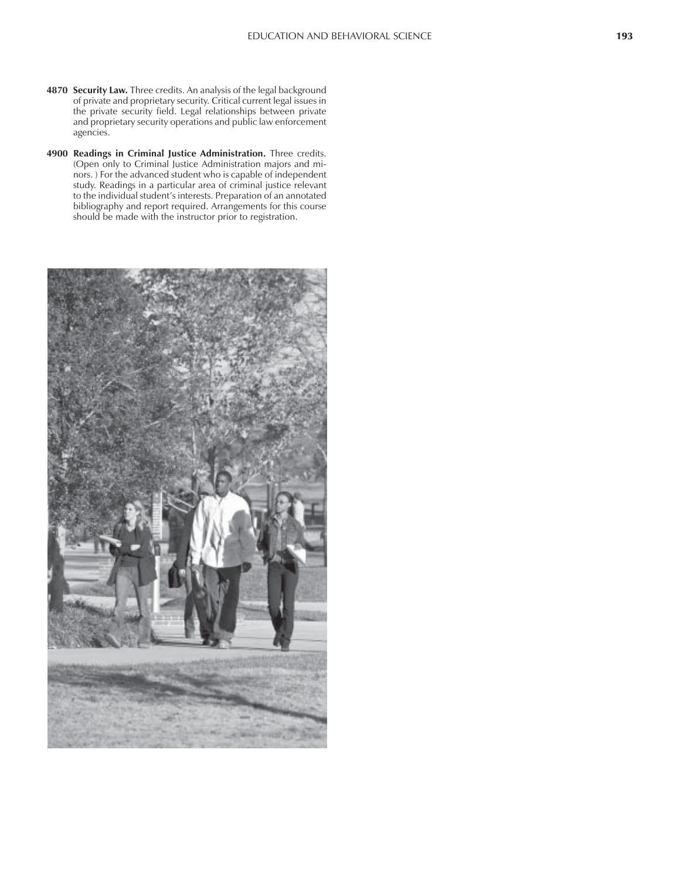**4870 Security Law.** Three credits. An analysis of the legal background of private and proprietary security. Critical current legal issues in the private security field. Legal relationships between private and proprietary security operations and public law enforcement agencies.

**4900 Readings in Criminal Justice Administration.** Three credits. (Open only to Criminal Justice Administration majors and minors. ) For the advanced student who is capable of independent study. Readings in a particular area of criminal justice relevant to the individual student's interests. Preparation of an annotated bibliography and report required. Arrangements for this course should be made with the instructor prior to registration.